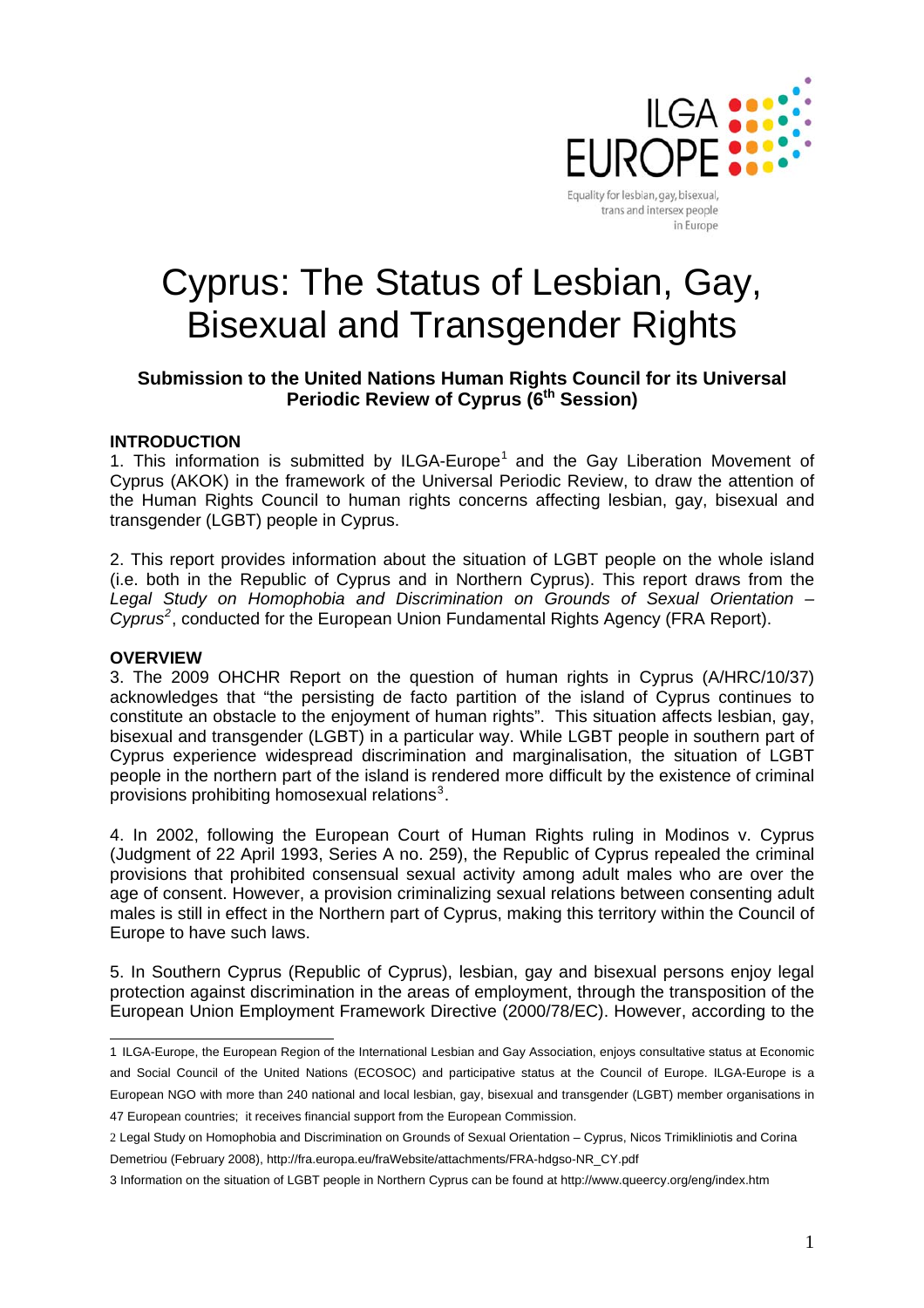ILGA EUROPE

Equality for lesbian, gay, bisexual, trans and intersex people in Europe

# Cyprus: The Status of Lesbian, Gay, Bisexual and Transgender Rights

### Submission to the United Nations Human Rights Council for its Universal Periodic Review of Cyprus (6th Session)

**INTRODUCTION**

1. This information is submitted by ILGA-Europe[1] and the Gay Liberation Movement of Cyprus (AKOK) in the framework of the Universal Periodic Review, to draw the attention of the Human Rights Council to human rights concerns affecting lesbian, gay, bisexual and transgender (LGBT) people in Cyprus.

2. This report provides information about the situation of LGBT people on the whole island (i.e. both in the Republic of Cyprus and in Northern Cyprus). This report draws from the *Legal Study on Homophobia and Discrimination on Grounds of Sexual Orientation – Cyprus*[2], conducted for the European Union Fundamental Rights Agency (FRA Report).

**OVERVIEW**

3. The 2009 OHCHR Report on the question of human rights in Cyprus (A/HRC/10/37) acknowledges that "the persisting de facto partition of the island of Cyprus continues to constitute an obstacle to the enjoyment of human rights". This situation affects lesbian, gay, bisexual and transgender (LGBT) in a particular way. While LGBT people in southern part of Cyprus experience widespread discrimination and marginalisation, the situation of LGBT people in the northern part of the island is rendered more difficult by the existence of criminal provisions prohibiting homosexual relations[3].

4. In 2002, following the European Court of Human Rights ruling in Modinos v. Cyprus (Judgment of 22 April 1993, Series A no. 259), the Republic of Cyprus repealed the criminal provisions that prohibited consensual sexual activity among adult males who are over the age of consent. However, a provision criminalizing sexual relations between consenting adult males is still in effect in the Northern part of Cyprus, making this territory within the Council of Europe to have such laws.

5. In Southern Cyprus (Republic of Cyprus), lesbian, gay and bisexual persons enjoy legal protection against discrimination in the areas of employment, through the transposition of the European Union Employment Framework Directive (2000/78/EC). However, according to the

---

1 ILGA-Europe, the European Region of the International Lesbian and Gay Association, enjoys consultative status at Economic and Social Council of the United Nations (ECOSOC) and participative status at the Council of Europe. ILGA-Europe is a European NGO with more than 240 national and local lesbian, gay, bisexual and transgender (LGBT) member organisations in 47 European countries; it receives financial support from the European Commission.

2 Legal Study on Homophobia and Discrimination on Grounds of Sexual Orientation – Cyprus, Nicos Trimikliniotis and Corina Demetriou (February 2008), http://fra.europa.eu/fraWebsite/attachments/FRA-hdgso-NR_CY.pdf

3 Information on the situation of LGBT people in Northern Cyprus can be found at http://www.queercy.org/eng/index.htm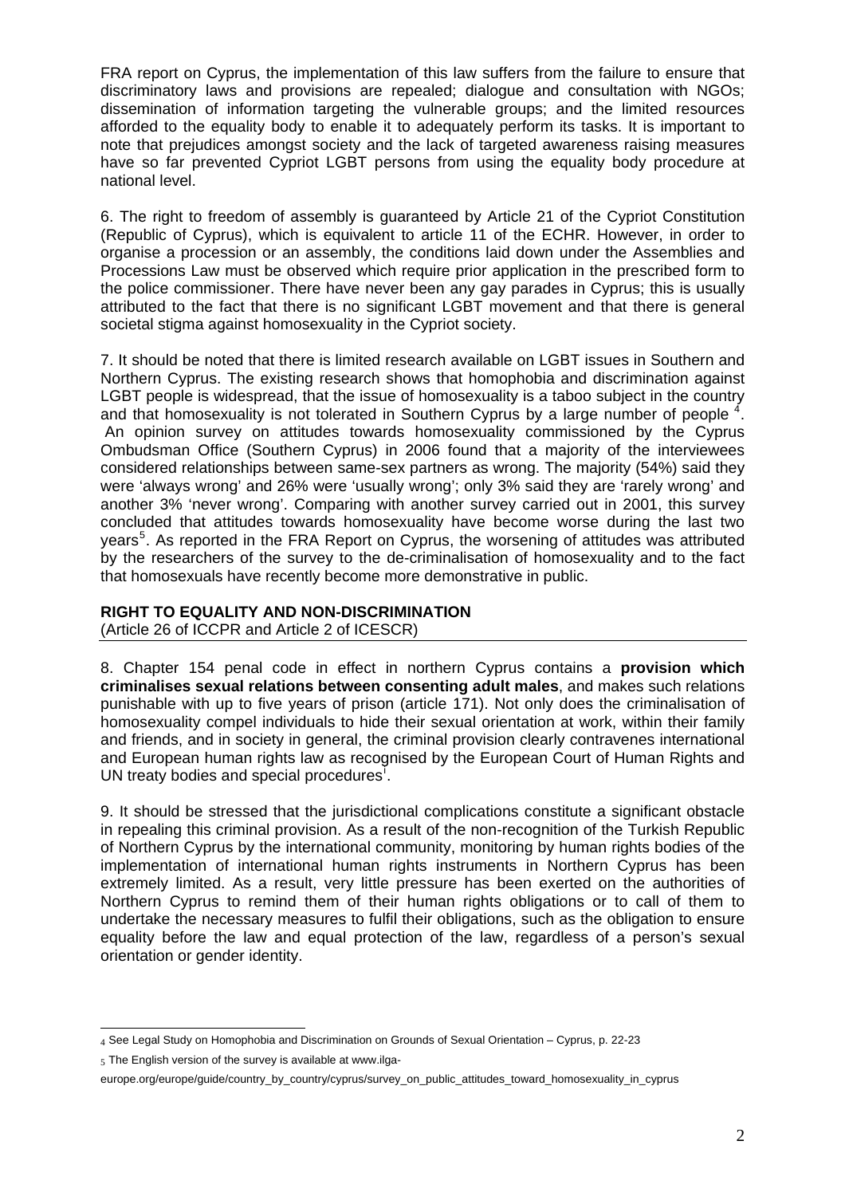FRA report on Cyprus, the implementation of this law suffers from the failure to ensure that discriminatory laws and provisions are repealed; dialogue and consultation with NGOs; dissemination of information targeting the vulnerable groups; and the limited resources afforded to the equality body to enable it to adequately perform its tasks. It is important to note that prejudices amongst society and the lack of targeted awareness raising measures have so far prevented Cypriot LGBT persons from using the equality body procedure at national level.

6. The right to freedom of assembly is guaranteed by Article 21 of the Cypriot Constitution (Republic of Cyprus), which is equivalent to article 11 of the ECHR. However, in order to organise a procession or an assembly, the conditions laid down under the Assemblies and Processions Law must be observed which require prior application in the prescribed form to the police commissioner. There have never been any gay parades in Cyprus; this is usually attributed to the fact that there is no significant LGBT movement and that there is general societal stigma against homosexuality in the Cypriot society.

7. It should be noted that there is limited research available on LGBT issues in Southern and Northern Cyprus. The existing research shows that homophobia and discrimination against LGBT people is widespread, that the issue of homosexuality is a taboo subject in the country and that homosexuality is not tolerated in Southern Cyprus by a large number of people [4]. An opinion survey on attitudes towards homosexuality commissioned by the Cyprus Ombudsman Office (Southern Cyprus) in 2006 found that a majority of the interviewees considered relationships between same-sex partners as wrong. The majority (54%) said they were 'always wrong' and 26% were 'usually wrong'; only 3% said they are 'rarely wrong' and another 3% 'never wrong'. Comparing with another survey carried out in 2001, this survey concluded that attitudes towards homosexuality have become worse during the last two years[5]. As reported in the FRA Report on Cyprus, the worsening of attitudes was attributed by the researchers of the survey to the de-criminalisation of homosexuality and to the fact that homosexuals have recently become more demonstrative in public.

## RIGHT TO EQUALITY AND NON-DISCRIMINATION

(Article 26 of ICCPR and Article 2 of ICESCR)

8. Chapter 154 penal code in effect in northern Cyprus contains a **provision which criminalises sexual relations between consenting adult males**, and makes such relations punishable with up to five years of prison (article 171). Not only does the criminalisation of homosexuality compel individuals to hide their sexual orientation at work, within their family and friends, and in society in general, the criminal provision clearly contravenes international and European human rights law as recognised by the European Court of Human Rights and UN treaty bodies and special procedures[i].

9. It should be stressed that the jurisdictional complications constitute a significant obstacle in repealing this criminal provision. As a result of the non-recognition of the Turkish Republic of Northern Cyprus by the international community, monitoring by human rights bodies of the implementation of international human rights instruments in Northern Cyprus has been extremely limited. As a result, very little pressure has been exerted on the authorities of Northern Cyprus to remind them of their human rights obligations or to call of them to undertake the necessary measures to fulfil their obligations, such as the obligation to ensure equality before the law and equal protection of the law, regardless of a person's sexual orientation or gender identity.

---

[4] See Legal Study on Homophobia and Discrimination on Grounds of Sexual Orientation – Cyprus, p. 22-23

[5] The English version of the survey is available at www.ilga-europe.org/europe/guide/country_by_country/cyprus/survey_on_public_attitudes_toward_homosexuality_in_cyprus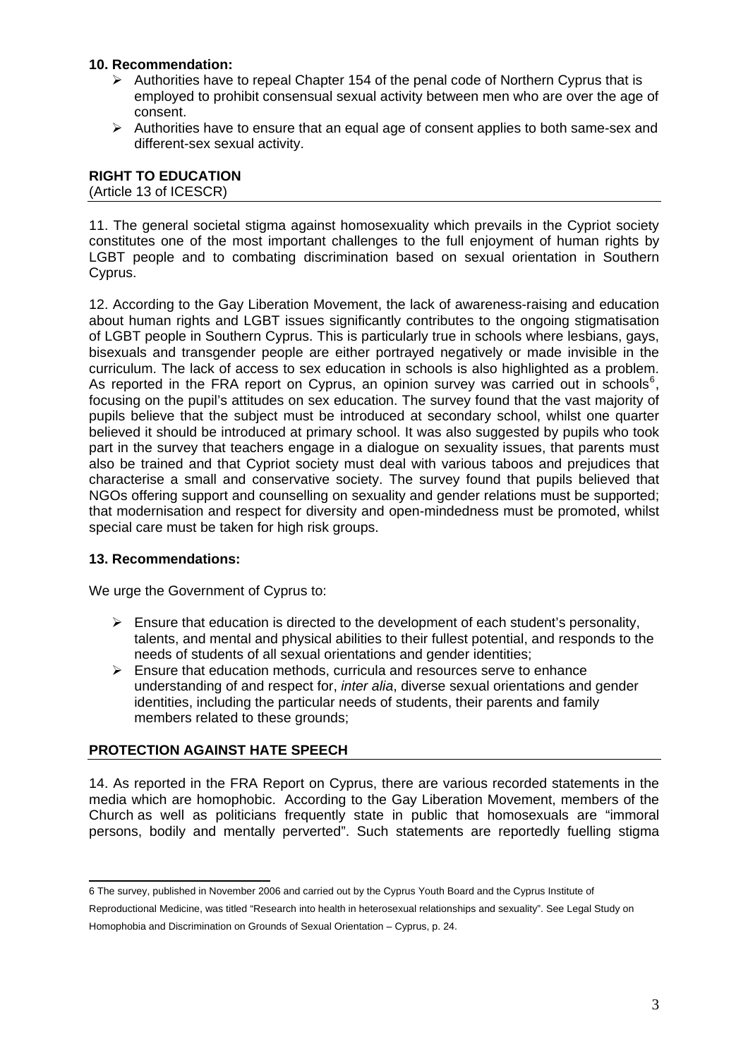**10. Recommendation:**

- Authorities have to repeal Chapter 154 of the penal code of Northern Cyprus that is employed to prohibit consensual sexual activity between men who are over the age of consent.
- Authorities have to ensure that an equal age of consent applies to both same-sex and different-sex sexual activity.

## RIGHT TO EDUCATION

(Article 13 of ICESCR)

11. The general societal stigma against homosexuality which prevails in the Cypriot society constitutes one of the most important challenges to the full enjoyment of human rights by LGBT people and to combating discrimination based on sexual orientation in Southern Cyprus.

12. According to the Gay Liberation Movement, the lack of awareness-raising and education about human rights and LGBT issues significantly contributes to the ongoing stigmatisation of LGBT people in Southern Cyprus. This is particularly true in schools where lesbians, gays, bisexuals and transgender people are either portrayed negatively or made invisible in the curriculum. The lack of access to sex education in schools is also highlighted as a problem. As reported in the FRA report on Cyprus, an opinion survey was carried out in schools[6], focusing on the pupil's attitudes on sex education. The survey found that the vast majority of pupils believe that the subject must be introduced at secondary school, whilst one quarter believed it should be introduced at primary school. It was also suggested by pupils who took part in the survey that teachers engage in a dialogue on sexuality issues, that parents must also be trained and that Cypriot society must deal with various taboos and prejudices that characterise a small and conservative society. The survey found that pupils believed that NGOs offering support and counselling on sexuality and gender relations must be supported; that modernisation and respect for diversity and open-mindedness must be promoted, whilst special care must be taken for high risk groups.

**13. Recommendations:**

We urge the Government of Cyprus to:

- Ensure that education is directed to the development of each student's personality, talents, and mental and physical abilities to their fullest potential, and responds to the needs of students of all sexual orientations and gender identities;
- Ensure that education methods, curricula and resources serve to enhance understanding of and respect for, *inter alia*, diverse sexual orientations and gender identities, including the particular needs of students, their parents and family members related to these grounds;

## PROTECTION AGAINST HATE SPEECH

14. As reported in the FRA Report on Cyprus, there are various recorded statements in the media which are homophobic. According to the Gay Liberation Movement, members of the Church as well as politicians frequently state in public that homosexuals are "immoral persons, bodily and mentally perverted". Such statements are reportedly fuelling stigma

---

6 The survey, published in November 2006 and carried out by the Cyprus Youth Board and the Cyprus Institute of Reproductional Medicine, was titled "Research into health in heterosexual relationships and sexuality". See Legal Study on Homophobia and Discrimination on Grounds of Sexual Orientation – Cyprus, p. 24.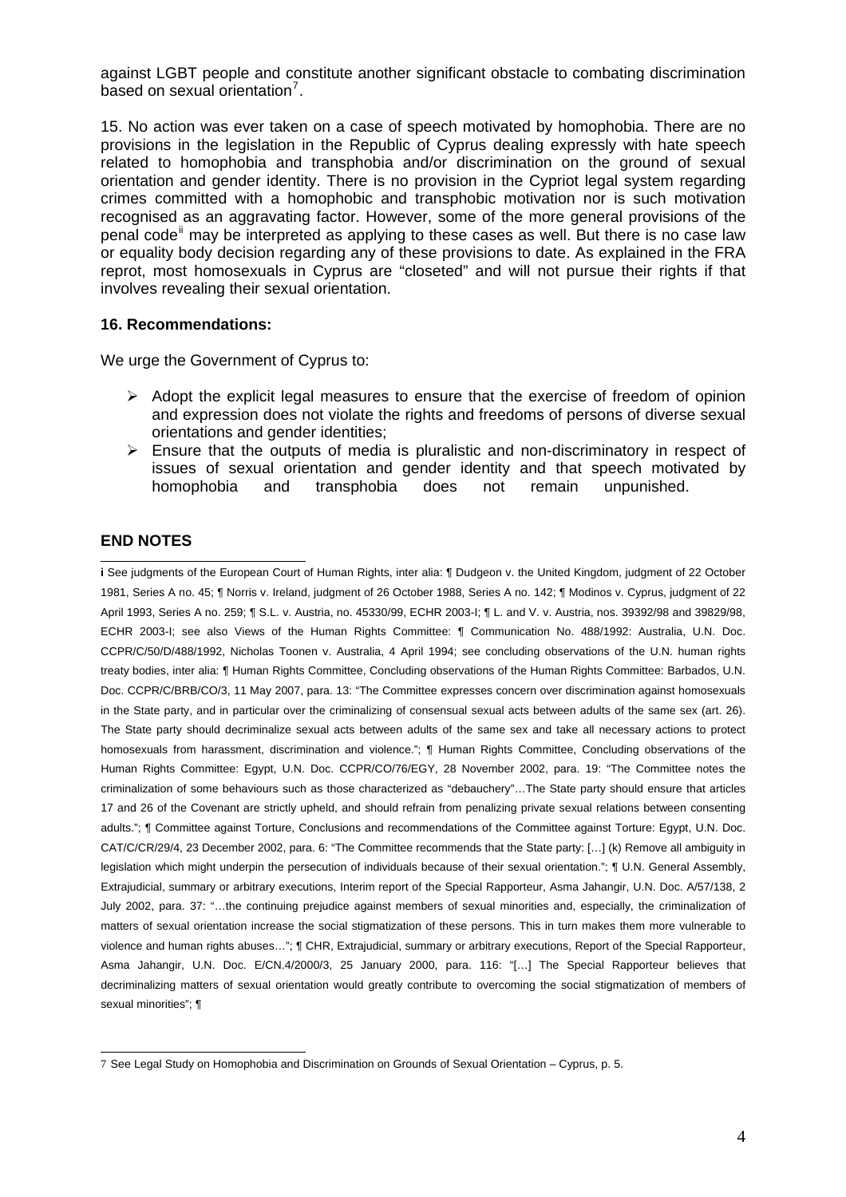against LGBT people and constitute another significant obstacle to combating discrimination based on sexual orientation[7].

15. No action was ever taken on a case of speech motivated by homophobia. There are no provisions in the legislation in the Republic of Cyprus dealing expressly with hate speech related to homophobia and transphobia and/or discrimination on the ground of sexual orientation and gender identity. There is no provision in the Cypriot legal system regarding crimes committed with a homophobic and transphobic motivation nor is such motivation recognised as an aggravating factor. However, some of the more general provisions of the penal code[ii] may be interpreted as applying to these cases as well. But there is no case law or equality body decision regarding any of these provisions to date. As explained in the FRA reprot, most homosexuals in Cyprus are "closeted" and will not pursue their rights if that involves revealing their sexual orientation.

**16. Recommendations:**

We urge the Government of Cyprus to:

- Adopt the explicit legal measures to ensure that the exercise of freedom of opinion and expression does not violate the rights and freedoms of persons of diverse sexual orientations and gender identities;
- Ensure that the outputs of media is pluralistic and non-discriminatory in respect of issues of sexual orientation and gender identity and that speech motivated by homophobia and transphobia does not remain unpunished.

**END NOTES**

**i** See judgments of the European Court of Human Rights, inter alia: ¶ Dudgeon v. the United Kingdom, judgment of 22 October 1981, Series A no. 45; ¶ Norris v. Ireland, judgment of 26 October 1988, Series A no. 142; ¶ Modinos v. Cyprus, judgment of 22 April 1993, Series A no. 259; ¶ S.L. v. Austria, no. 45330/99, ECHR 2003-I; ¶ L. and V. v. Austria, nos. 39392/98 and 39829/98, ECHR 2003-I; see also Views of the Human Rights Committee: ¶ Communication No. 488/1992: Australia, U.N. Doc. CCPR/C/50/D/488/1992, Nicholas Toonen v. Australia, 4 April 1994; see concluding observations of the U.N. human rights treaty bodies, inter alia: ¶ Human Rights Committee, Concluding observations of the Human Rights Committee: Barbados, U.N. Doc. CCPR/C/BRB/CO/3, 11 May 2007, para. 13: "The Committee expresses concern over discrimination against homosexuals in the State party, and in particular over the criminalizing of consensual sexual acts between adults of the same sex (art. 26). The State party should decriminalize sexual acts between adults of the same sex and take all necessary actions to protect homosexuals from harassment, discrimination and violence."; ¶ Human Rights Committee, Concluding observations of the Human Rights Committee: Egypt, U.N. Doc. CCPR/CO/76/EGY, 28 November 2002, para. 19: "The Committee notes the criminalization of some behaviours such as those characterized as "debauchery"…The State party should ensure that articles 17 and 26 of the Covenant are strictly upheld, and should refrain from penalizing private sexual relations between consenting adults."; ¶ Committee against Torture, Conclusions and recommendations of the Committee against Torture: Egypt, U.N. Doc. CAT/C/CR/29/4, 23 December 2002, para. 6: "The Committee recommends that the State party: […] (k) Remove all ambiguity in legislation which might underpin the persecution of individuals because of their sexual orientation."; ¶ U.N. General Assembly, Extrajudicial, summary or arbitrary executions, Interim report of the Special Rapporteur, Asma Jahangir, U.N. Doc. A/57/138, 2 July 2002, para. 37: "…the continuing prejudice against members of sexual minorities and, especially, the criminalization of matters of sexual orientation increase the social stigmatization of these persons. This in turn makes them more vulnerable to violence and human rights abuses…"; ¶ CHR, Extrajudicial, summary or arbitrary executions, Report of the Special Rapporteur, Asma Jahangir, U.N. Doc. E/CN.4/2000/3, 25 January 2000, para. 116: "[…] The Special Rapporteur believes that decriminalizing matters of sexual orientation would greatly contribute to overcoming the social stigmatization of members of sexual minorities"; ¶

7 See Legal Study on Homophobia and Discrimination on Grounds of Sexual Orientation – Cyprus, p. 5.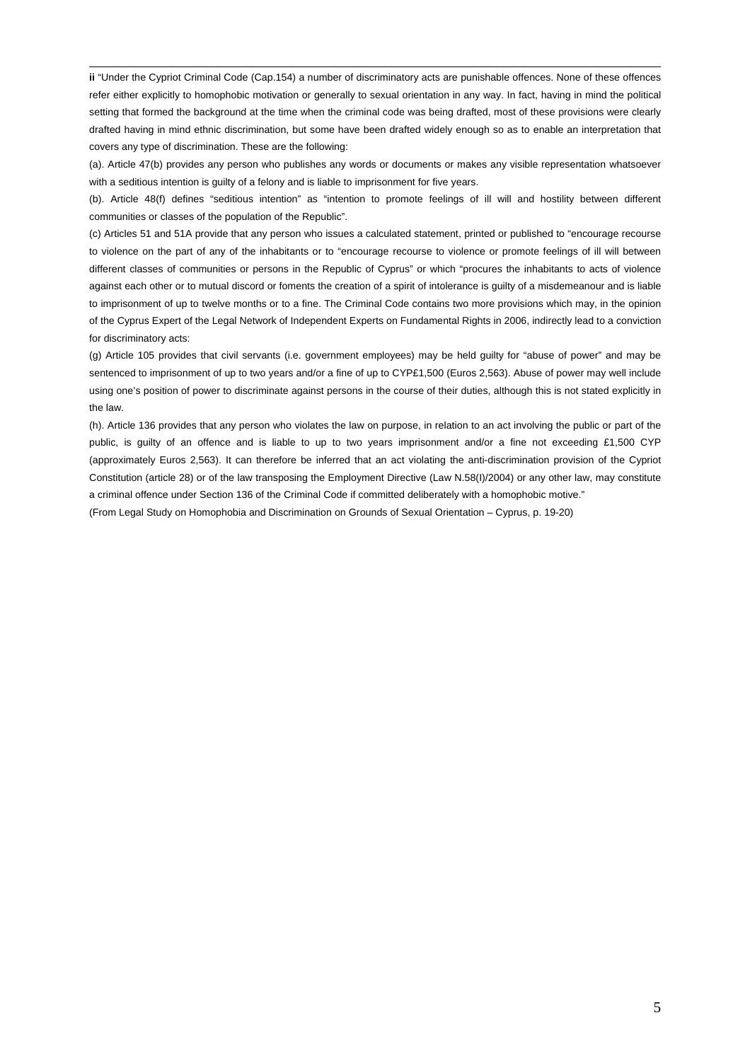**ii** "Under the Cypriot Criminal Code (Cap.154) a number of discriminatory acts are punishable offences. None of these offences refer either explicitly to homophobic motivation or generally to sexual orientation in any way. In fact, having in mind the political setting that formed the background at the time when the criminal code was being drafted, most of these provisions were clearly drafted having in mind ethnic discrimination, but some have been drafted widely enough so as to enable an interpretation that covers any type of discrimination. These are the following:

(a). Article 47(b) provides any person who publishes any words or documents or makes any visible representation whatsoever with a seditious intention is guilty of a felony and is liable to imprisonment for five years.

(b). Article 48(f) defines "seditious intention" as "intention to promote feelings of ill will and hostility between different communities or classes of the population of the Republic".

(c) Articles 51 and 51A provide that any person who issues a calculated statement, printed or published to "encourage recourse to violence on the part of any of the inhabitants or to "encourage recourse to violence or promote feelings of ill will between different classes of communities or persons in the Republic of Cyprus" or which "procures the inhabitants to acts of violence against each other or to mutual discord or foments the creation of a spirit of intolerance is guilty of a misdemeanour and is liable to imprisonment of up to twelve months or to a fine. The Criminal Code contains two more provisions which may, in the opinion of the Cyprus Expert of the Legal Network of Independent Experts on Fundamental Rights in 2006, indirectly lead to a conviction for discriminatory acts:

(g) Article 105 provides that civil servants (i.e. government employees) may be held guilty for "abuse of power" and may be sentenced to imprisonment of up to two years and/or a fine of up to CYP£1,500 (Euros 2,563). Abuse of power may well include using one's position of power to discriminate against persons in the course of their duties, although this is not stated explicitly in the law.

(h). Article 136 provides that any person who violates the law on purpose, in relation to an act involving the public or part of the public, is guilty of an offence and is liable to up to two years imprisonment and/or a fine not exceeding £1,500 CYP (approximately Euros 2,563). It can therefore be inferred that an act violating the anti-discrimination provision of the Cypriot Constitution (article 28) or of the law transposing the Employment Directive (Law N.58(I)/2004) or any other law, may constitute a criminal offence under Section 136 of the Criminal Code if committed deliberately with a homophobic motive."

(From Legal Study on Homophobia and Discrimination on Grounds of Sexual Orientation – Cyprus, p. 19-20)